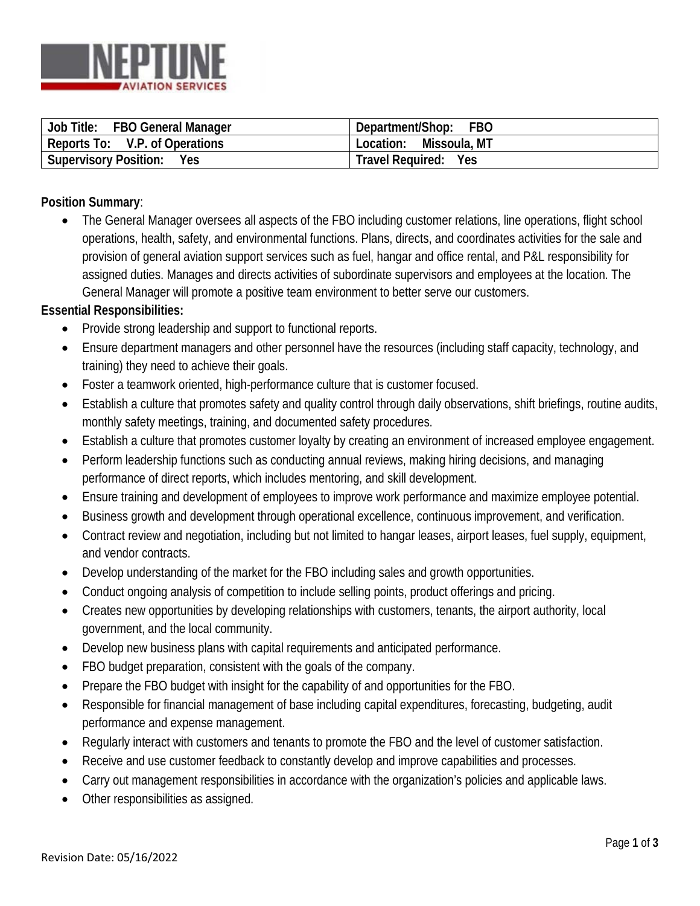| Job Title: FBO General Manager | Department/Shop: FBO |
|---|---|
| Reports To: V.P. of Operations | Location: Missoula, MT |
| Supervisory Position: Yes | Travel Required: Yes |

**Position Summary**:

- The General Manager oversees all aspects of the FBO including customer relations, line operations, flight school operations, health, safety, and environmental functions. Plans, directs, and coordinates activities for the sale and provision of general aviation support services such as fuel, hangar and office rental, and P&L responsibility for assigned duties. Manages and directs activities of subordinate supervisors and employees at the location. The General Manager will promote a positive team environment to better serve our customers.

**Essential Responsibilities:**

- Provide strong leadership and support to functional reports.
- Ensure department managers and other personnel have the resources (including staff capacity, technology, and training) they need to achieve their goals.
- Foster a teamwork oriented, high-performance culture that is customer focused.
- Establish a culture that promotes safety and quality control through daily observations, shift briefings, routine audits, monthly safety meetings, training, and documented safety procedures.
- Establish a culture that promotes customer loyalty by creating an environment of increased employee engagement.
- Perform leadership functions such as conducting annual reviews, making hiring decisions, and managing performance of direct reports, which includes mentoring, and skill development.
- Ensure training and development of employees to improve work performance and maximize employee potential.
- Business growth and development through operational excellence, continuous improvement, and verification.
- Contract review and negotiation, including but not limited to hangar leases, airport leases, fuel supply, equipment, and vendor contracts.
- Develop understanding of the market for the FBO including sales and growth opportunities.
- Conduct ongoing analysis of competition to include selling points, product offerings and pricing.
- Creates new opportunities by developing relationships with customers, tenants, the airport authority, local government, and the local community.
- Develop new business plans with capital requirements and anticipated performance.
- FBO budget preparation, consistent with the goals of the company.
- Prepare the FBO budget with insight for the capability of and opportunities for the FBO.
- Responsible for financial management of base including capital expenditures, forecasting, budgeting, audit performance and expense management.
- Regularly interact with customers and tenants to promote the FBO and the level of customer satisfaction.
- Receive and use customer feedback to constantly develop and improve capabilities and processes.
- Carry out management responsibilities in accordance with the organization's policies and applicable laws.
- Other responsibilities as assigned.

Revision Date: 05/16/2022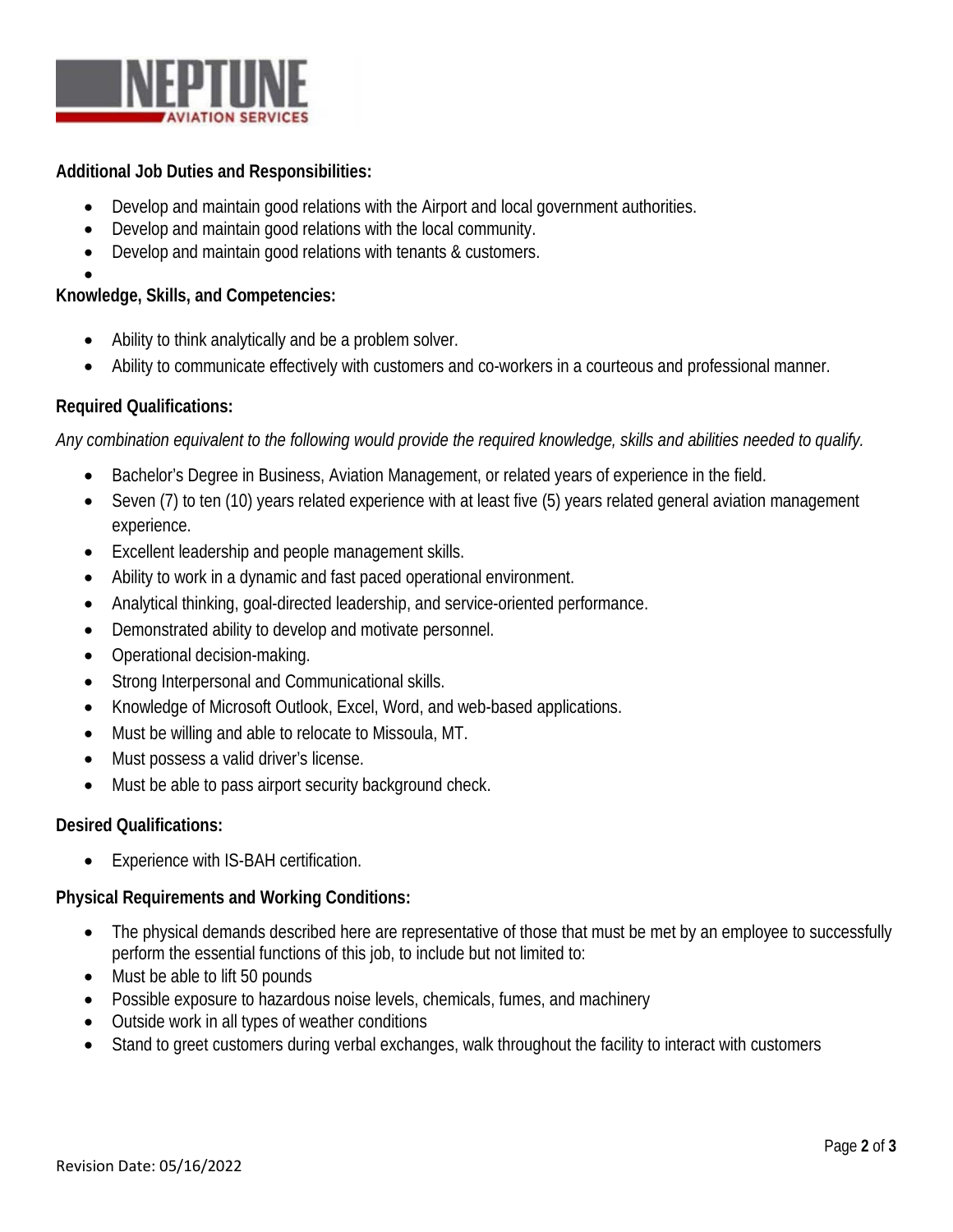**Additional Job Duties and Responsibilities:**

- Develop and maintain good relations with the Airport and local government authorities.
- Develop and maintain good relations with the local community.
- Develop and maintain good relations with tenants & customers.

**Knowledge, Skills, and Competencies:**

- Ability to think analytically and be a problem solver.
- Ability to communicate effectively with customers and co-workers in a courteous and professional manner.

**Required Qualifications:**

*Any combination equivalent to the following would provide the required knowledge, skills and abilities needed to qualify.*

- Bachelor's Degree in Business, Aviation Management, or related years of experience in the field.
- Seven (7) to ten (10) years related experience with at least five (5) years related general aviation management experience.
- Excellent leadership and people management skills.
- Ability to work in a dynamic and fast paced operational environment.
- Analytical thinking, goal-directed leadership, and service-oriented performance.
- Demonstrated ability to develop and motivate personnel.
- Operational decision-making.
- Strong Interpersonal and Communicational skills.
- Knowledge of Microsoft Outlook, Excel, Word, and web-based applications.
- Must be willing and able to relocate to Missoula, MT.
- Must possess a valid driver's license.
- Must be able to pass airport security background check.

**Desired Qualifications:**

- Experience with IS-BAH certification.

**Physical Requirements and Working Conditions:**

- The physical demands described here are representative of those that must be met by an employee to successfully perform the essential functions of this job, to include but not limited to:
- Must be able to lift 50 pounds
- Possible exposure to hazardous noise levels, chemicals, fumes, and machinery
- Outside work in all types of weather conditions
- Stand to greet customers during verbal exchanges, walk throughout the facility to interact with customers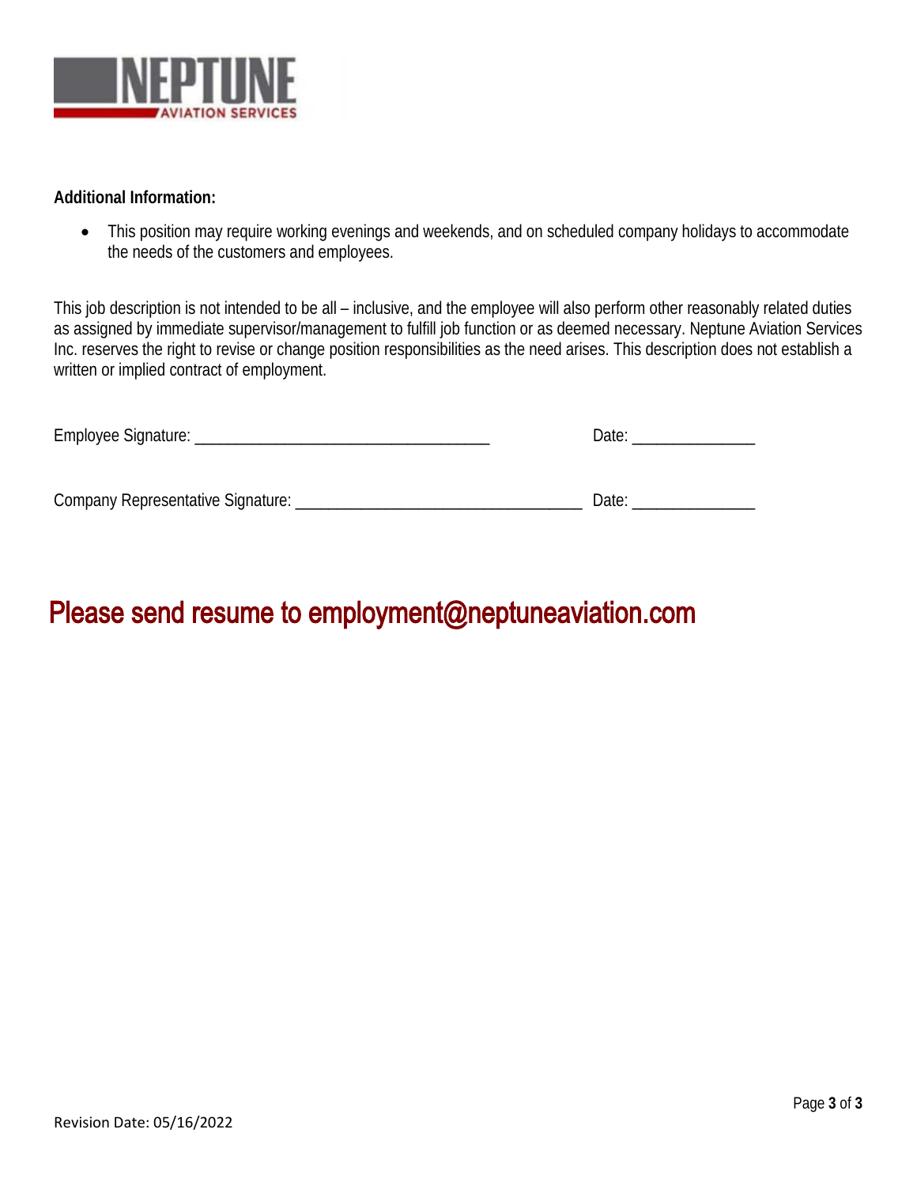**Additional Information:**

- This position may require working evenings and weekends, and on scheduled company holidays to accommodate the needs of the customers and employees.

This job description is not intended to be all – inclusive, and the employee will also perform other reasonably related duties as assigned by immediate supervisor/management to fulfill job function or as deemed necessary. Neptune Aviation Services Inc. reserves the right to revise or change position responsibilities as the need arises. This description does not establish a written or implied contract of employment.

Employee Signature: ___________________________________ Date: _______________

Company Representative Signature: __________________________________ Date: _______________

## Please send resume to employment@neptuneaviation.com

Revision Date: 05/16/2022